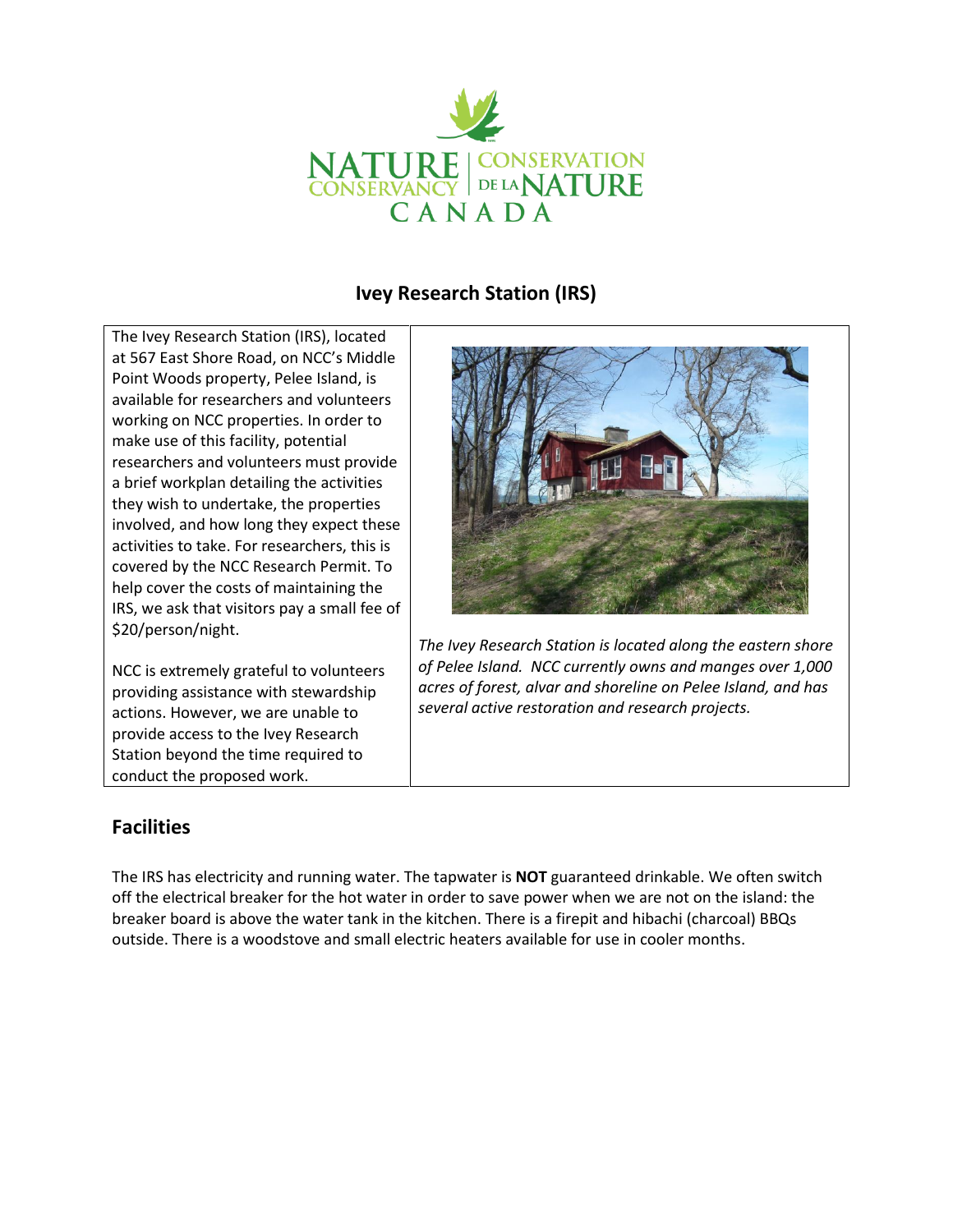# Ivey Research Station (IRS)

The Ivey Research Station (IRS), located at 567 East Shore Road, on NCC's Middle Point Woods property, Pelee Island, is available for researchers and volunteers working on NCC properties. In order to make use of this facility, potential researchers and volunteers must provide a brief workplan detailing the activities they wish to undertake, the properties involved, and how long they expect these activities to take. For researchers, this is covered by the NCC Research Permit. To help cover the costs of maintaining the IRS, we ask that visitors pay a small fee of $20/person/night.

NCC is extremely grateful to volunteers providing assistance with stewardship actions. However, we are unable to provide access to the Ivey Research Station beyond the time required to conduct the proposed work.

*The Ivey Research Station is located along the eastern shore of Pelee Island. NCC currently owns and manges over 1,000 acres of forest, alvar and shoreline on Pelee Island, and has several active restoration and research projects.*

## Facilities

The IRS has electricity and running water. The tapwater is **NOT** guaranteed drinkable. We often switch off the electrical breaker for the hot water in order to save power when we are not on the island: the breaker board is above the water tank in the kitchen. There is a firepit and hibachi (charcoal) BBQs outside. There is a woodstove and small electric heaters available for use in cooler months.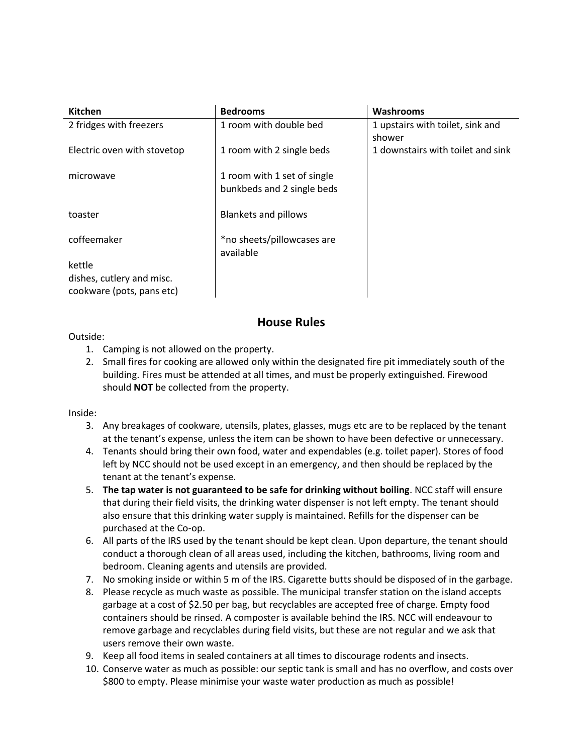| Kitchen | Bedrooms | Washrooms |
|---|---|---|
| 2 fridges with freezers | 1 room with double bed | 1 upstairs with toilet, sink and shower |
| Electric oven with stovetop | 1 room with 2 single beds | 1 downstairs with toilet and sink |
| microwave | 1 room with 1 set of single bunkbeds and 2 single beds | |
| toaster | Blankets and pillows | |
| coffeemaker | *no sheets/pillowcases are available | |
| kettle<br>dishes, cutlery and misc. cookware (pots, pans etc) | | |

## House Rules

Outside:

1. Camping is not allowed on the property.
2. Small fires for cooking are allowed only within the designated fire pit immediately south of the building. Fires must be attended at all times, and must be properly extinguished. Firewood should **NOT** be collected from the property.

Inside:

3. Any breakages of cookware, utensils, plates, glasses, mugs etc are to be replaced by the tenant at the tenant's expense, unless the item can be shown to have been defective or unnecessary.
4. Tenants should bring their own food, water and expendables (e.g. toilet paper). Stores of food left by NCC should not be used except in an emergency, and then should be replaced by the tenant at the tenant's expense.
5. **The tap water is not guaranteed to be safe for drinking without boiling**. NCC staff will ensure that during their field visits, the drinking water dispenser is not left empty. The tenant should also ensure that this drinking water supply is maintained. Refills for the dispenser can be purchased at the Co-op.
6. All parts of the IRS used by the tenant should be kept clean. Upon departure, the tenant should conduct a thorough clean of all areas used, including the kitchen, bathrooms, living room and bedroom. Cleaning agents and utensils are provided.
7. No smoking inside or within 5 m of the IRS. Cigarette butts should be disposed of in the garbage.
8. Please recycle as much waste as possible. The municipal transfer station on the island accepts garbage at a cost of $2.50 per bag, but recyclables are accepted free of charge. Empty food containers should be rinsed. A composter is available behind the IRS. NCC will endeavour to remove garbage and recyclables during field visits, but these are not regular and we ask that users remove their own waste.
9. Keep all food items in sealed containers at all times to discourage rodents and insects.
10. Conserve water as much as possible: our septic tank is small and has no overflow, and costs over $800 to empty. Please minimise your waste water production as much as possible!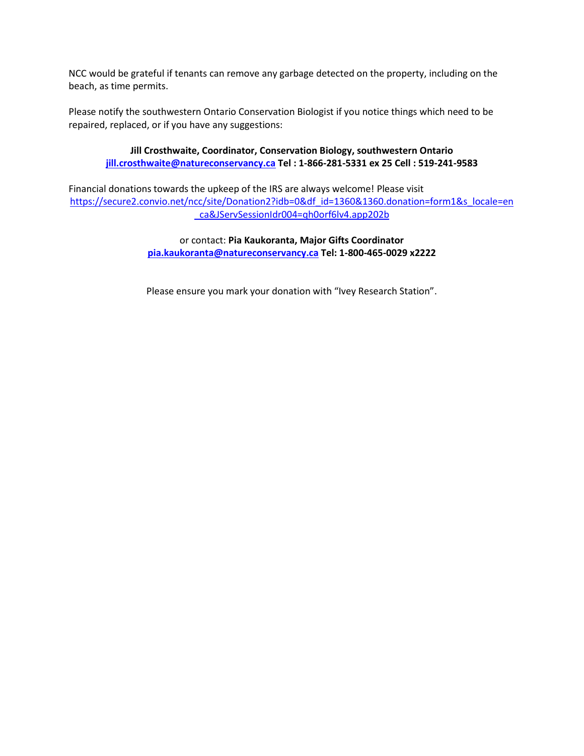NCC would be grateful if tenants can remove any garbage detected on the property, including on the beach, as time permits.

Please notify the southwestern Ontario Conservation Biologist if you notice things which need to be repaired, replaced, or if you have any suggestions:

**Jill Crosthwaite, Coordinator, Conservation Biology, southwestern Ontario**
**jill.crosthwaite@natureconservancy.ca Tel : 1-866-281-5331 ex 25 Cell : 519-241-9583**

Financial donations towards the upkeep of the IRS are always welcome! Please visit https://secure2.convio.net/ncc/site/Donation2?idb=0&df_id=1360&1360.donation=form1&s_locale=en_ca&JServSessionIdr004=qh0orf6lv4.app202b

or contact: **Pia Kaukoranta, Major Gifts Coordinator**
**pia.kaukoranta@natureconservancy.ca Tel: 1-800-465-0029 x2222**

Please ensure you mark your donation with "Ivey Research Station".